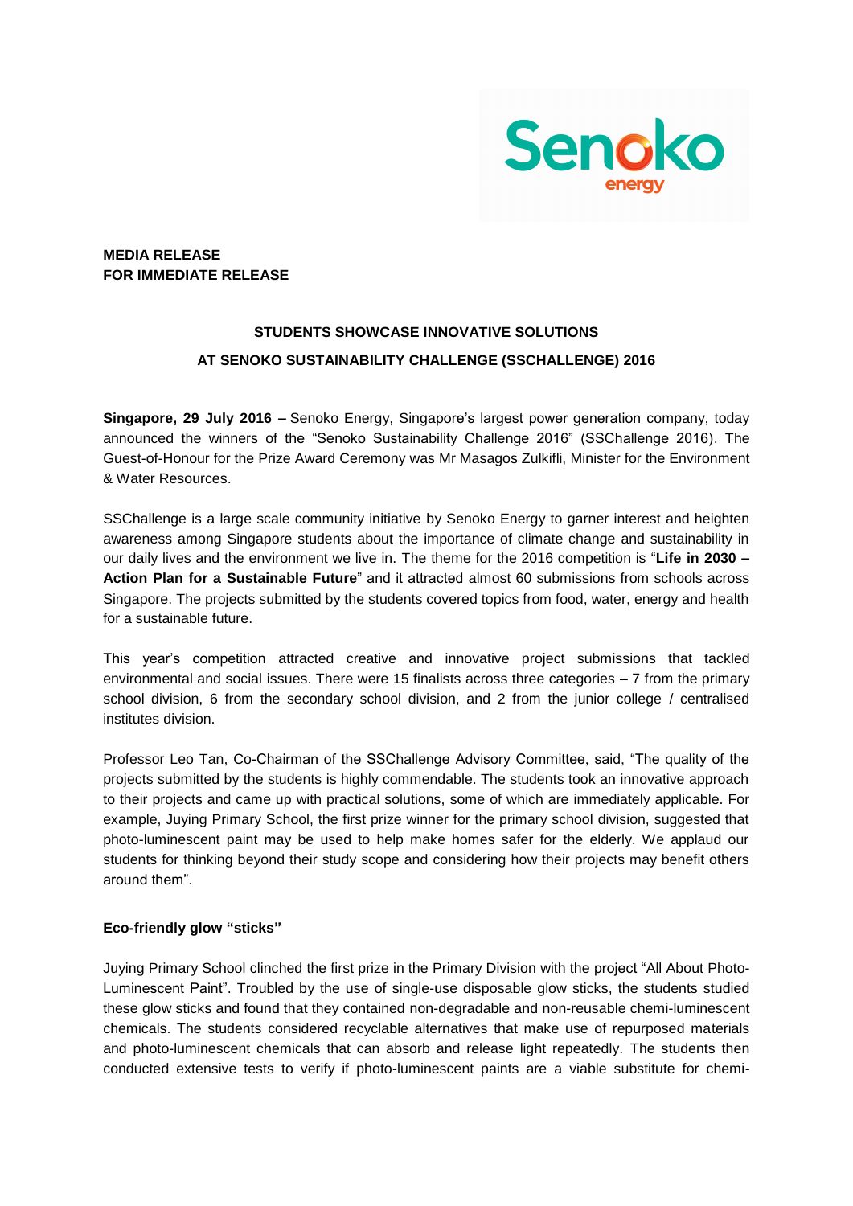**MEDIA RELEASE**
**FOR IMMEDIATE RELEASE**

# STUDENTS SHOWCASE INNOVATIVE SOLUTIONS AT SENOKO SUSTAINABILITY CHALLENGE (SSCHALLENGE) 2016

**Singapore, 29 July 2016 –** Senoko Energy, Singapore's largest power generation company, today announced the winners of the "Senoko Sustainability Challenge 2016" (SSChallenge 2016). The Guest-of-Honour for the Prize Award Ceremony was Mr Masagos Zulkifli, Minister for the Environment & Water Resources.

SSChallenge is a large scale community initiative by Senoko Energy to garner interest and heighten awareness among Singapore students about the importance of climate change and sustainability in our daily lives and the environment we live in. The theme for the 2016 competition is "**Life in 2030 – Action Plan for a Sustainable Future**" and it attracted almost 60 submissions from schools across Singapore. The projects submitted by the students covered topics from food, water, energy and health for a sustainable future.

This year's competition attracted creative and innovative project submissions that tackled environmental and social issues. There were 15 finalists across three categories – 7 from the primary school division, 6 from the secondary school division, and 2 from the junior college / centralised institutes division.

Professor Leo Tan, Co-Chairman of the SSChallenge Advisory Committee, said, "The quality of the projects submitted by the students is highly commendable. The students took an innovative approach to their projects and came up with practical solutions, some of which are immediately applicable. For example, Juying Primary School, the first prize winner for the primary school division, suggested that photo-luminescent paint may be used to help make homes safer for the elderly. We applaud our students for thinking beyond their study scope and considering how their projects may benefit others around them".

**Eco-friendly glow "sticks"**

Juying Primary School clinched the first prize in the Primary Division with the project "All About Photo-Luminescent Paint". Troubled by the use of single-use disposable glow sticks, the students studied these glow sticks and found that they contained non-degradable and non-reusable chemi-luminescent chemicals. The students considered recyclable alternatives that make use of repurposed materials and photo-luminescent chemicals that can absorb and release light repeatedly. The students then conducted extensive tests to verify if photo-luminescent paints are a viable substitute for chemi-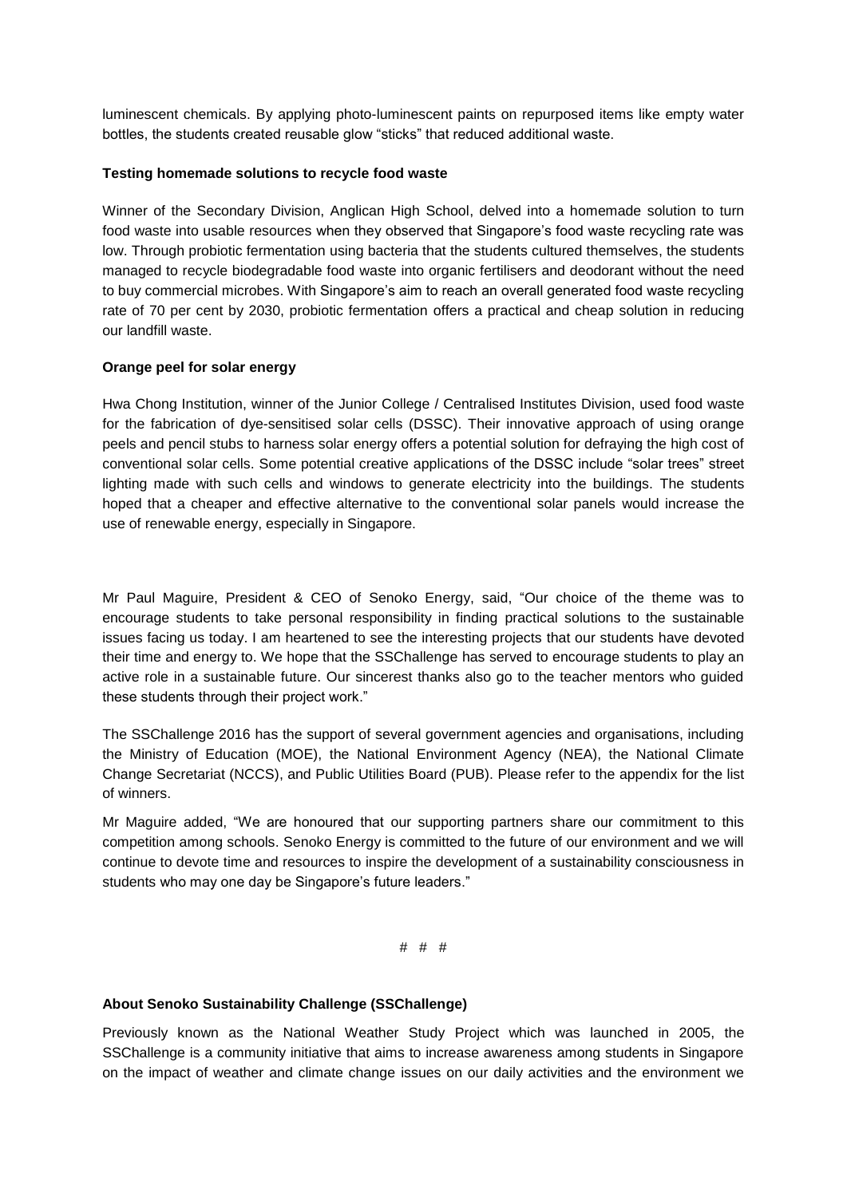luminescent chemicals. By applying photo-luminescent paints on repurposed items like empty water bottles, the students created reusable glow “sticks” that reduced additional waste.

**Testing homemade solutions to recycle food waste**

Winner of the Secondary Division, Anglican High School, delved into a homemade solution to turn food waste into usable resources when they observed that Singapore’s food waste recycling rate was low. Through probiotic fermentation using bacteria that the students cultured themselves, the students managed to recycle biodegradable food waste into organic fertilisers and deodorant without the need to buy commercial microbes. With Singapore’s aim to reach an overall generated food waste recycling rate of 70 per cent by 2030, probiotic fermentation offers a practical and cheap solution in reducing our landfill waste.

**Orange peel for solar energy**

Hwa Chong Institution, winner of the Junior College / Centralised Institutes Division, used food waste for the fabrication of dye-sensitised solar cells (DSSC). Their innovative approach of using orange peels and pencil stubs to harness solar energy offers a potential solution for defraying the high cost of conventional solar cells. Some potential creative applications of the DSSC include “solar trees” street lighting made with such cells and windows to generate electricity into the buildings. The students hoped that a cheaper and effective alternative to the conventional solar panels would increase the use of renewable energy, especially in Singapore.

Mr Paul Maguire, President & CEO of Senoko Energy, said, “Our choice of the theme was to encourage students to take personal responsibility in finding practical solutions to the sustainable issues facing us today. I am heartened to see the interesting projects that our students have devoted their time and energy to. We hope that the SSChallenge has served to encourage students to play an active role in a sustainable future. Our sincerest thanks also go to the teacher mentors who guided these students through their project work.”

The SSChallenge 2016 has the support of several government agencies and organisations, including the Ministry of Education (MOE), the National Environment Agency (NEA), the National Climate Change Secretariat (NCCS), and Public Utilities Board (PUB). Please refer to the appendix for the list of winners.

Mr Maguire added, “We are honoured that our supporting partners share our commitment to this competition among schools. Senoko Energy is committed to the future of our environment and we will continue to devote time and resources to inspire the development of a sustainability consciousness in students who may one day be Singapore’s future leaders.”

# # #

**About Senoko Sustainability Challenge (SSChallenge)**

Previously known as the National Weather Study Project which was launched in 2005, the SSChallenge is a community initiative that aims to increase awareness among students in Singapore on the impact of weather and climate change issues on our daily activities and the environment we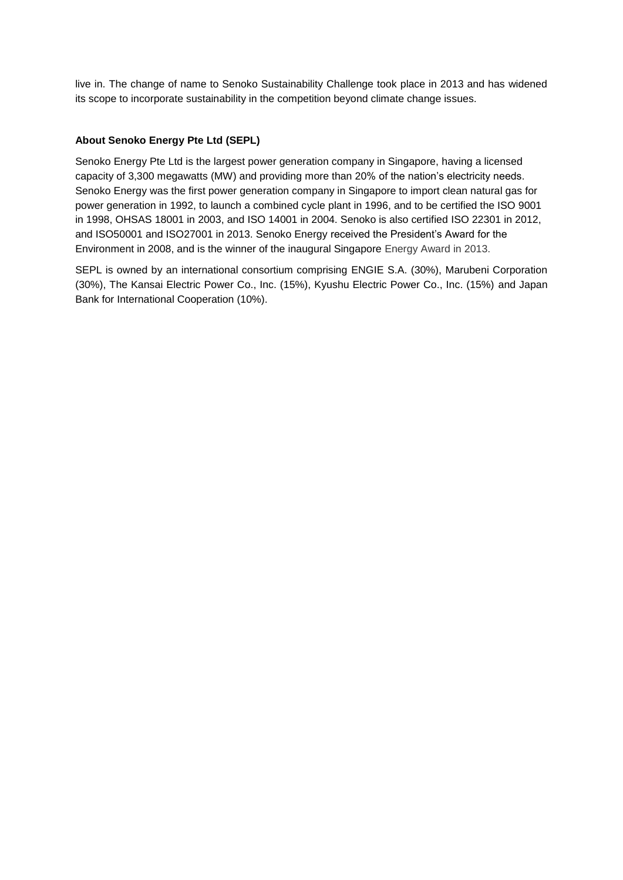live in. The change of name to Senoko Sustainability Challenge took place in 2013 and has widened its scope to incorporate sustainability in the competition beyond climate change issues.

**About Senoko Energy Pte Ltd (SEPL)**

Senoko Energy Pte Ltd is the largest power generation company in Singapore, having a licensed capacity of 3,300 megawatts (MW) and providing more than 20% of the nation's electricity needs. Senoko Energy was the first power generation company in Singapore to import clean natural gas for power generation in 1992, to launch a combined cycle plant in 1996, and to be certified the ISO 9001 in 1998, OHSAS 18001 in 2003, and ISO 14001 in 2004. Senoko is also certified ISO 22301 in 2012, and ISO50001 and ISO27001 in 2013. Senoko Energy received the President's Award for the Environment in 2008, and is the winner of the inaugural Singapore Energy Award in 2013.

SEPL is owned by an international consortium comprising ENGIE S.A. (30%), Marubeni Corporation (30%), The Kansai Electric Power Co., Inc. (15%), Kyushu Electric Power Co., Inc. (15%) and Japan Bank for International Cooperation (10%).